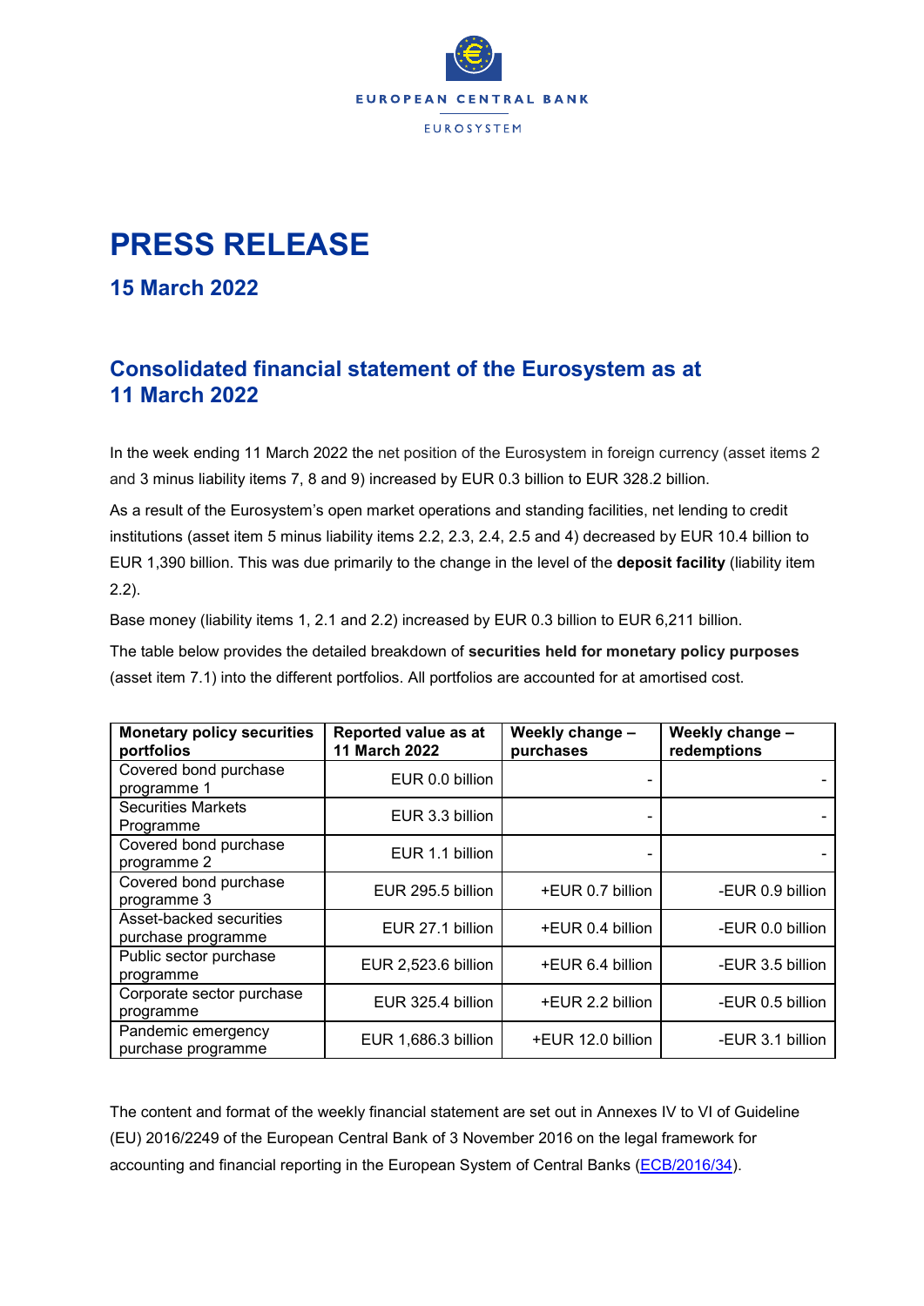EUROPEAN CENTRAL BANK

EUROSYSTEM

# PRESS RELEASE

## 15 March 2022

## Consolidated financial statement of the Eurosystem as at 11 March 2022

In the week ending 11 March 2022 the net position of the Eurosystem in foreign currency (asset items 2 and 3 minus liability items 7, 8 and 9) increased by EUR 0.3 billion to EUR 328.2 billion.

As a result of the Eurosystem's open market operations and standing facilities, net lending to credit institutions (asset item 5 minus liability items 2.2, 2.3, 2.4, 2.5 and 4) decreased by EUR 10.4 billion to EUR 1,390 billion. This was due primarily to the change in the level of the **deposit facility** (liability item 2.2).

Base money (liability items 1, 2.1 and 2.2) increased by EUR 0.3 billion to EUR 6,211 billion.

The table below provides the detailed breakdown of **securities held for monetary policy purposes** (asset item 7.1) into the different portfolios. All portfolios are accounted for at amortised cost.

| Monetary policy securities portfolios | Reported value as at 11 March 2022 | Weekly change – purchases | Weekly change – redemptions |
|---|---|---|---|
| Covered bond purchase programme 1 | EUR 0.0 billion | - | - |
| Securities Markets Programme | EUR 3.3 billion | - | - |
| Covered bond purchase programme 2 | EUR 1.1 billion | - | - |
| Covered bond purchase programme 3 | EUR 295.5 billion | +EUR 0.7 billion | -EUR 0.9 billion |
| Asset-backed securities purchase programme | EUR 27.1 billion | +EUR 0.4 billion | -EUR 0.0 billion |
| Public sector purchase programme | EUR 2,523.6 billion | +EUR 6.4 billion | -EUR 3.5 billion |
| Corporate sector purchase programme | EUR 325.4 billion | +EUR 2.2 billion | -EUR 0.5 billion |
| Pandemic emergency purchase programme | EUR 1,686.3 billion | +EUR 12.0 billion | -EUR 3.1 billion |

The content and format of the weekly financial statement are set out in Annexes IV to VI of Guideline (EU) 2016/2249 of the European Central Bank of 3 November 2016 on the legal framework for accounting and financial reporting in the European System of Central Banks (ECB/2016/34).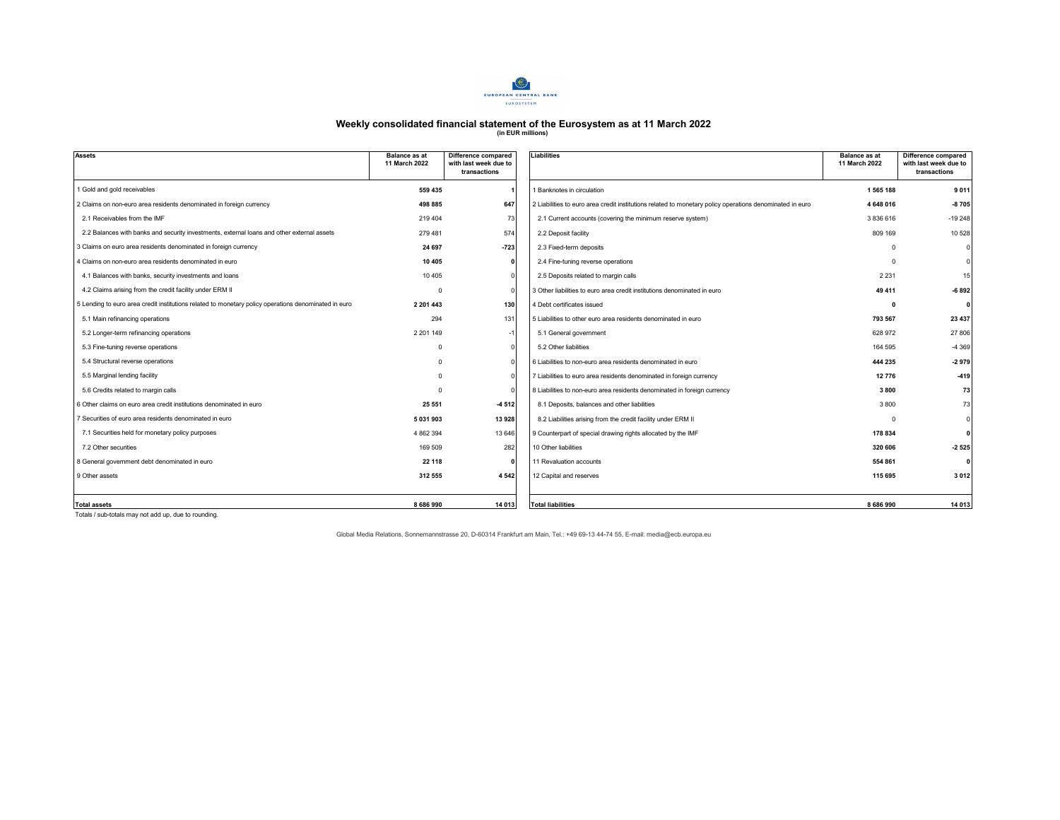# Weekly consolidated financial statement of the Eurosystem as at 11 March 2022

(in EUR millions)

| Assets | Balance as at 11 March 2022 | Difference compared with last week due to transactions |
|---|---|---|
| **1 Gold and gold receivables** | **559 435** | **1** |
| **2 Claims on non-euro area residents denominated in foreign currency** | **498 885** | **647** |
| 2.1 Receivables from the IMF | 219 404 | 73 |
| 2.2 Balances with banks and security investments, external loans and other external assets | 279 481 | 574 |
| **3 Claims on euro area residents denominated in foreign currency** | **24 697** | **-723** |
| **4 Claims on non-euro area residents denominated in euro** | **10 405** | **0** |
| 4.1 Balances with banks, security investments and loans | 10 405 | 0 |
| 4.2 Claims arising from the credit facility under ERM II | 0 | 0 |
| **5 Lending to euro area credit institutions related to monetary policy operations denominated in euro** | **2 201 443** | **130** |
| 5.1 Main refinancing operations | 294 | 131 |
| 5.2 Longer-term refinancing operations | 2 201 149 | -1 |
| 5.3 Fine-tuning reverse operations | 0 | 0 |
| 5.4 Structural reverse operations | 0 | 0 |
| 5.5 Marginal lending facility | 0 | 0 |
| 5.6 Credits related to margin calls | 0 | 0 |
| **6 Other claims on euro area credit institutions denominated in euro** | **25 551** | **-4 512** |
| **7 Securities of euro area residents denominated in euro** | **5 031 903** | **13 928** |
| 7.1 Securities held for monetary policy purposes | 4 862 394 | 13 646 |
| 7.2 Other securities | 169 509 | 282 |
| **8 General government debt denominated in euro** | **22 118** | **0** |
| **9 Other assets** | **312 555** | **4 542** |
| **Total assets** | **8 686 990** | **14 013** |

| Liabilities | Balance as at 11 March 2022 | Difference compared with last week due to transactions |
|---|---|---|
| **1 Banknotes in circulation** | **1 565 188** | **9 011** |
| **2 Liabilities to euro area credit institutions related to monetary policy operations denominated in euro** | **4 648 016** | **-8 705** |
| 2.1 Current accounts (covering the minimum reserve system) | 3 836 616 | -19 248 |
| 2.2 Deposit facility | 809 169 | 10 528 |
| 2.3 Fixed-term deposits | 0 | 0 |
| 2.4 Fine-tuning reverse operations | 0 | 0 |
| 2.5 Deposits related to margin calls | 2 231 | 15 |
| **3 Other liabilities to euro area credit institutions denominated in euro** | **49 411** | **-6 892** |
| **4 Debt certificates issued** | **0** | **0** |
| **5 Liabilities to other euro area residents denominated in euro** | **793 567** | **23 437** |
| 5.1 General government | 628 972 | 27 806 |
| 5.2 Other liabilities | 164 595 | -4 369 |
| **6 Liabilities to non-euro area residents denominated in euro** | **444 235** | **-2 979** |
| **7 Liabilities to euro area residents denominated in foreign currency** | **12 776** | **-419** |
| **8 Liabilities to non-euro area residents denominated in foreign currency** | **3 800** | **73** |
| 8.1 Deposits, balances and other liabilities | 3 800 | 73 |
| 8.2 Liabilities arising from the credit facility under ERM II | 0 | 0 |
| **9 Counterpart of special drawing rights allocated by the IMF** | **178 834** | **0** |
| **10 Other liabilities** | **320 606** | **-2 525** |
| **11 Revaluation accounts** | **554 861** | **0** |
| **12 Capital and reserves** | **115 695** | **3 012** |
| **Total liabilities** | **8 686 990** | **14 013** |

Totals / sub-totals may not add up, due to rounding.

Global Media Relations, Sonnemannstrasse 20, D-60314 Frankfurt am Main, Tel.: +49 69-13 44-74 55, E-mail: media@ecb.europa.eu